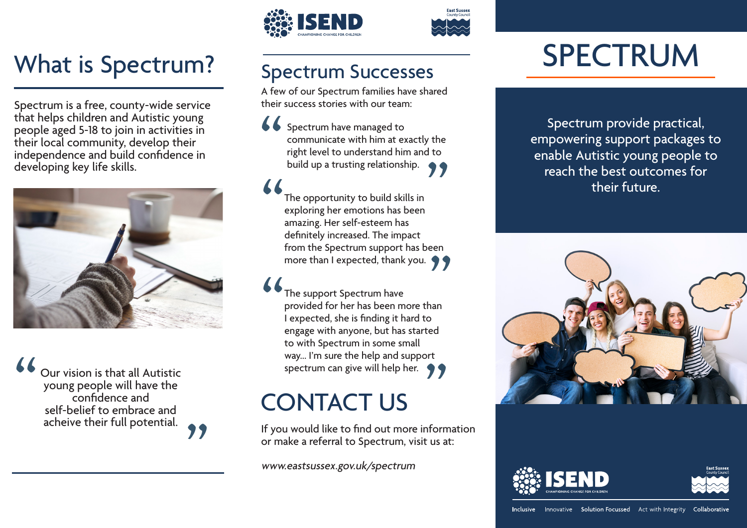# What is Spectrum?

Spectrum is a free, county-wide service that helps children and Autistic young people aged 5-18 to join in activities in their local community, develop their independence and build confidence in developing key life skills.

> "Our vision is that all Autistic young people will have the confidence and self-belief to embrace and acheive their full potential."

## Spectrum Successes

A few of our Spectrum families have shared their success stories with our team:

> "Spectrum have managed to communicate with him at exactly the right level to understand him and to build up a trusting relationship."

> "The opportunity to build skills in exploring her emotions has been amazing. Her self-esteem has definitely increased. The impact from the Spectrum support has been more than I expected, thank you."

> "The support Spectrum have provided for her has been more than I expected, she is finding it hard to engage with anyone, but has started to with Spectrum in some small way... I'm sure the help and support spectrum can give will help her."

## CONTACT US

If you would like to find out more information or make a referral to Spectrum, visit us at:

*www.eastsussex.gov.uk/spectrum*

# SPECTRUM

Spectrum provide practical, empowering support packages to enable Autistic young people to reach the best outcomes for their future.

ISEND — CHAMPIONING CHANGE FOR CHILDREN

East Sussex County Council

Inclusive | Innovative | Solution Focussed | Act with Integrity | Collaborative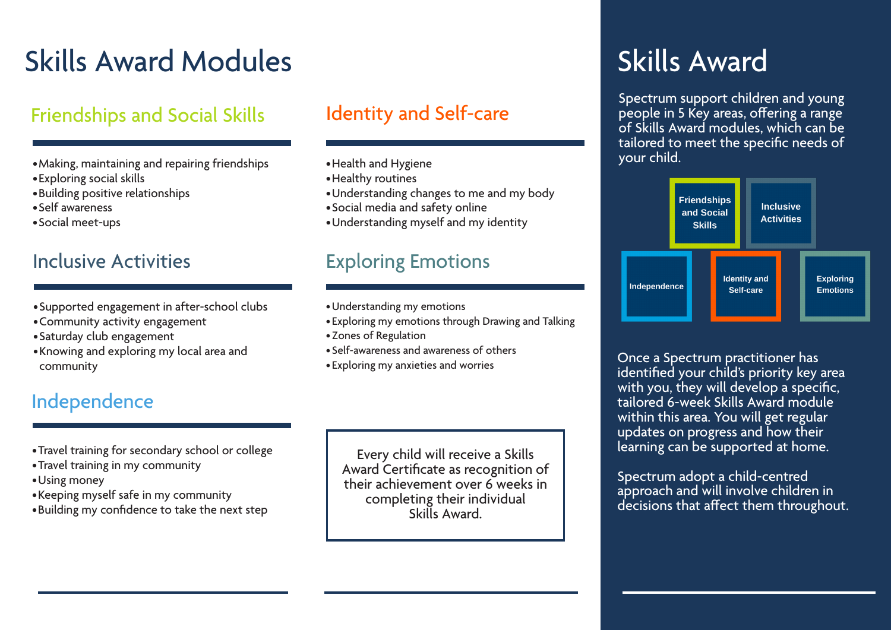# Skills Award Modules

## Friendships and Social Skills

- Making, maintaining and repairing friendships
- Exploring social skills
- Building positive relationships
- Self awareness
- Social meet-ups

## Inclusive Activities

- Supported engagement in after-school clubs
- Community activity engagement
- Saturday club engagement
- Knowing and exploring my local area and community

## Independence

- Travel training for secondary school or college
- Travel training in my community
- Using money
- Keeping myself safe in my community
- Building my confidence to take the next step

## Identity and Self-care

- Health and Hygiene
- Healthy routines
- Understanding changes to me and my body
- Social media and safety online
- Understanding myself and my identity

## Exploring Emotions

- Understanding my emotions
- Exploring my emotions through Drawing and Talking
- Zones of Regulation
- Self-awareness and awareness of others
- Exploring my anxieties and worries

Every child will receive a Skills Award Certificate as recognition of their achievement over 6 weeks in completing their individual Skills Award.

# Skills Award

Spectrum support children and young people in 5 Key areas, offering a range of Skills Award modules, which can be tailored to meet the specific needs of your child.

Friendships and Social Skills

Inclusive Activities

Independence

Identity and Self-care

Exploring Emotions

Once a Spectrum practitioner has identified your child's priority key area with you, they will develop a specific, tailored 6-week Skills Award module within this area. You will get regular updates on progress and how their learning can be supported at home.

Spectrum adopt a child-centred approach and will involve children in decisions that affect them throughout.